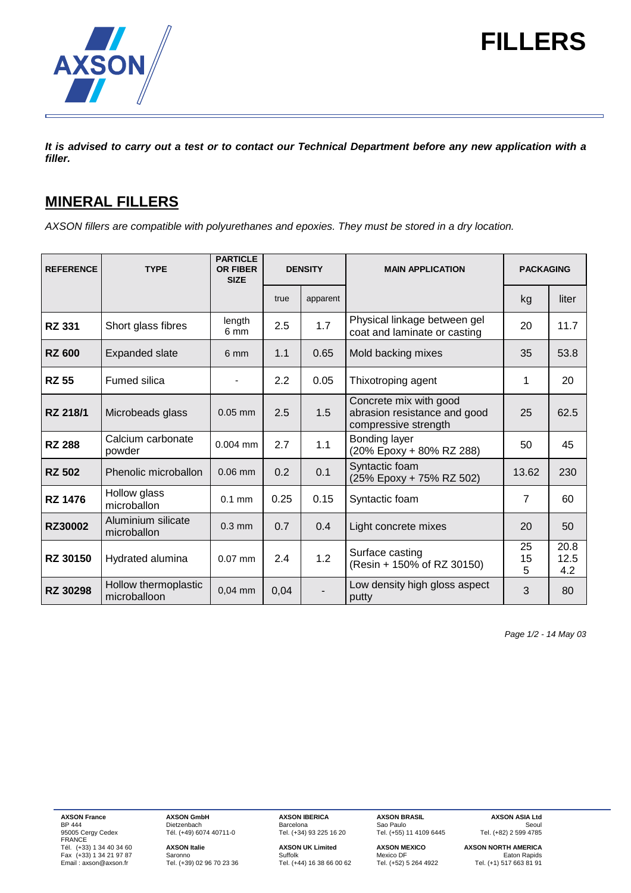# FILLERS

***It is advised to carry out a test or to contact our Technical Department before any new application with a filler.***

## MINERAL FILLERS

*AXSON fillers are compatible with polyurethanes and epoxies. They must be stored in a dry location.*

| REFERENCE | TYPE | PARTICLE OR FIBER SIZE | DENSITY | | MAIN APPLICATION | PACKAGING | |
|---|---|---|---|---|---|---|---|
| | | | true | apparent | | kg | liter |
| **RZ 331** | Short glass fibres | length 6 mm | 2.5 | 1.7 | Physical linkage between gel coat and laminate or casting | 20 | 11.7 |
| **RZ 600** | Expanded slate | 6 mm | 1.1 | 0.65 | Mold backing mixes | 35 | 53.8 |
| **RZ 55** | Fumed silica | - | 2.2 | 0.05 | Thixotroping agent | 1 | 20 |
| **RZ 218/1** | Microbeads glass | 0.05 mm | 2.5 | 1.5 | Concrete mix with good abrasion resistance and good compressive strength | 25 | 62.5 |
| **RZ 288** | Calcium carbonate powder | 0.004 mm | 2.7 | 1.1 | Bonding layer (20% Epoxy + 80% RZ 288) | 50 | 45 |
| **RZ 502** | Phenolic microballon | 0.06 mm | 0.2 | 0.1 | Syntactic foam (25% Epoxy + 75% RZ 502) | 13.62 | 230 |
| **RZ 1476** | Hollow glass microballon | 0.1 mm | 0.25 | 0.15 | Syntactic foam | 7 | 60 |
| **RZ30002** | Aluminium silicate microballon | 0.3 mm | 0.7 | 0.4 | Light concrete mixes | 20 | 50 |
| **RZ 30150** | Hydrated alumina | 0.07 mm | 2.4 | 1.2 | Surface casting (Resin + 150% of RZ 30150) | 25 15 5 | 20.8 12.5 4.2 |
| **RZ 30298** | Hollow thermoplastic microballoon | 0,04 mm | 0,04 | - | Low density high gloss aspect putty | 3 | 80 |

*Page 1/2 - 14 May 03*

**AXSON France**
BP 444
95005 Cergy Cedex
FRANCE
Tél. (+33) 1 34 40 34 60
Fax (+33) 1 34 21 97 87
Email : axson@axson.fr

**AXSON GmbH**
Dietzenbach
Tél. (+49) 6074 40711-0

**AXSON Italie**
Saronno
Tel. (+39) 02 96 70 23 36

**AXSON IBERICA**
Barcelona
Tel. (+34) 93 225 16 20

**AXSON UK Limited**
Suffolk
Tel. (+44) 16 38 66 00 62

**AXSON BRASIL**
Sao Paulo
Tel. (+55) 11 4109 6445

**AXSON MEXICO**
Mexico DF
Tel. (+52) 5 264 4922

**AXSON ASIA Ltd**
Seoul
Tel. (+82) 2 599 4785

**AXSON NORTH AMERICA**
Eaton Rapids
Tel. (+1) 517 663 81 91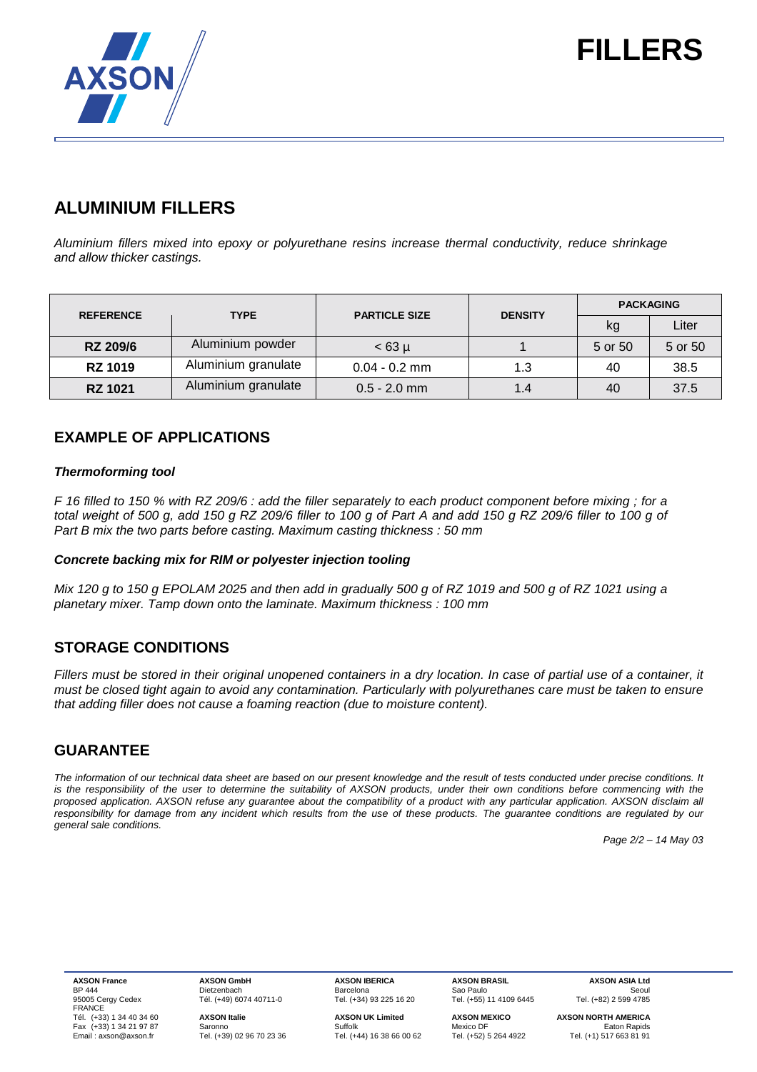# FILLERS

## ALUMINIUM FILLERS

*Aluminium fillers mixed into epoxy or polyurethane resins increase thermal conductivity, reduce shrinkage and allow thicker castings.*

| REFERENCE | TYPE | PARTICLE SIZE | DENSITY | PACKAGING | |
|---|---|---|---|---|---|
| | | | | kg | Liter |
| **RZ 209/6** | Aluminium powder | < 63 µ | 1 | 5 or 50 | 5 or 50 |
| **RZ 1019** | Aluminium granulate | 0.04 - 0.2 mm | 1.3 | 40 | 38.5 |
| **RZ 1021** | Aluminium granulate | 0.5 - 2.0 mm | 1.4 | 40 | 37.5 |

## EXAMPLE OF APPLICATIONS

***Thermoforming tool***

*F 16 filled to 150 % with RZ 209/6 : add the filler separately to each product component before mixing ; for a total weight of 500 g, add 150 g RZ 209/6 filler to 100 g of Part A and add 150 g RZ 209/6 filler to 100 g of Part B mix the two parts before casting. Maximum casting thickness : 50 mm*

***Concrete backing mix for RIM or polyester injection tooling***

*Mix 120 g to 150 g EPOLAM 2025 and then add in gradually 500 g of RZ 1019 and 500 g of RZ 1021 using a planetary mixer. Tamp down onto the laminate. Maximum thickness : 100 mm*

## STORAGE CONDITIONS

*Fillers must be stored in their original unopened containers in a dry location. In case of partial use of a container, it must be closed tight again to avoid any contamination. Particularly with polyurethanes care must be taken to ensure that adding filler does not cause a foaming reaction (due to moisture content).*

## GUARANTEE

*The information of our technical data sheet are based on our present knowledge and the result of tests conducted under precise conditions. It is the responsibility of the user to determine the suitability of AXSON products, under their own conditions before commencing with the proposed application. AXSON refuse any guarantee about the compatibility of a product with any particular application. AXSON disclaim all responsibility for damage from any incident which results from the use of these products. The guarantee conditions are regulated by our general sale conditions.*

*14 May 03*

**AXSON France**
BP 444
95005 Cergy Cedex
FRANCE
Tél. (+33) 1 34 40 34 60
Fax (+33) 1 34 21 97 87
Email : axson@axson.fr

**AXSON GmbH**
Dietzenbach
Tél. (+49) 6074 40711-0

**AXSON Italie**
Saronno
Tel. (+39) 02 96 70 23 36

**AXSON IBERICA**
Barcelona
Tel. (+34) 93 225 16 20

**AXSON UK Limited**
Suffolk
Tel. (+44) 16 38 66 00 62

**AXSON BRASIL**
Sao Paulo
Tel. (+55) 11 4109 6445

**AXSON MEXICO**
Mexico DF
Tel. (+52) 5 264 4922

**AXSON ASIA Ltd**
Seoul
Tel. (+82) 2 599 4785

**AXSON NORTH AMERICA**
Eaton Rapids
Tel. (+1) 517 663 81 91